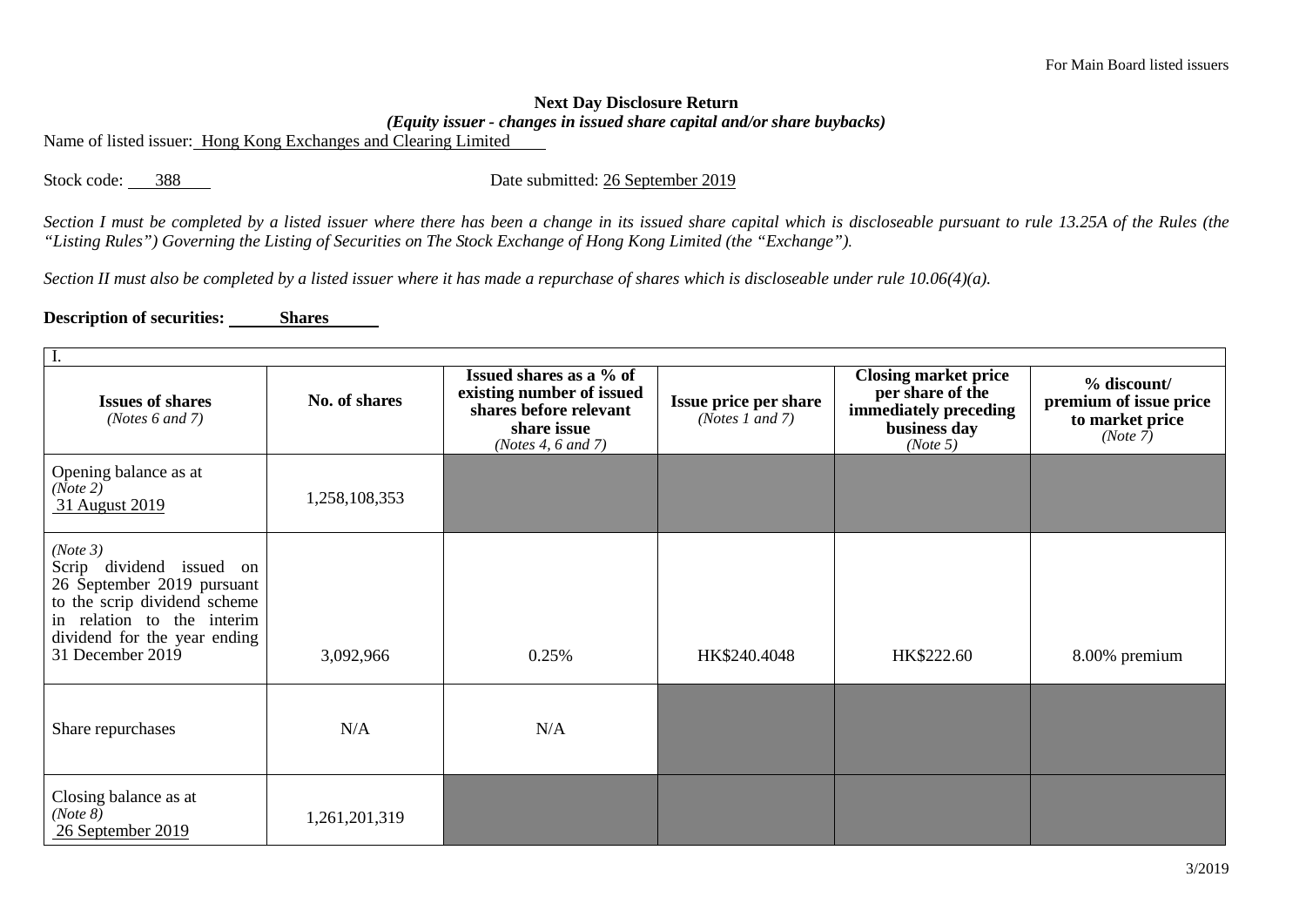For Main Board listed issuers

**Next Day Disclosure Return**

***(Equity issuer - changes in issued share capital and/or share buybacks)***

Name of listed issuer: Hong Kong Exchanges and Clearing Limited

Stock code: 388

Date submitted: 26 September 2019

*Section I must be completed by a listed issuer where there has been a change in its issued share capital which is discloseable pursuant to rule 13.25A of the Rules (the "Listing Rules") Governing the Listing of Securities on The Stock Exchange of Hong Kong Limited (the "Exchange").*

*Section II must also be completed by a listed issuer where it has made a repurchase of shares which is discloseable under rule 10.06(4)(a).*

**Description of securities:** **Shares**

| I. | | | | | |
|---|---|---|---|---|---|
| **Issues of shares** *(Notes 6 and 7)* | **No. of shares** | **Issued shares as a % of existing number of issued shares before relevant share issue** *(Notes 4, 6 and 7)* | **Issue price per share** *(Notes 1 and 7)* | **Closing market price per share of the immediately preceding business day** *(Note 5)* | **% discount/ premium of issue price to market price** *(Note 7)* |
| Opening balance as at *(Note 2)* 31 August 2019 | 1,258,108,353 | | | | |
| *(Note 3)* Scrip dividend issued on 26 September 2019 pursuant to the scrip dividend scheme in relation to the interim dividend for the year ending 31 December 2019 | 3,092,966 | 0.25% | HK$240.4048 | HK$222.60 | 8.00% premium |
| Share repurchases | N/A | N/A | | | |
| Closing balance as at *(Note 8)* 26 September 2019 | 1,261,201,319 | | | | |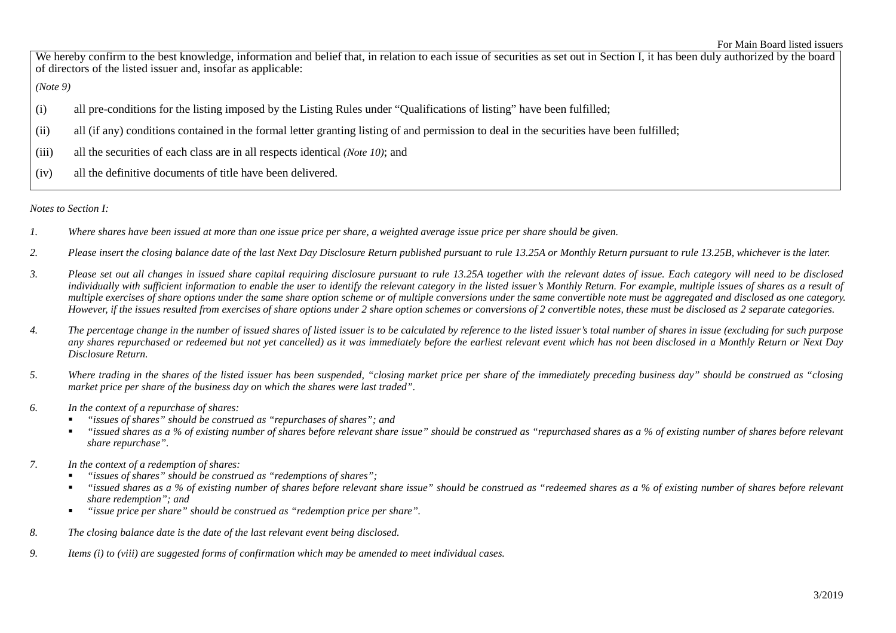We hereby confirm to the best knowledge, information and belief that, in relation to each issue of securities as set out in Section I, it has been duly authorized by the board of directors of the listed issuer and, insofar as applicable:

*(Note 9)*

(i) all pre-conditions for the listing imposed by the Listing Rules under "Qualifications of listing" have been fulfilled;

(ii) all (if any) conditions contained in the formal letter granting listing of and permission to deal in the securities have been fulfilled;

(iii) all the securities of each class are in all respects identical *(Note 10)*; and

(iv) all the definitive documents of title have been delivered.

*Notes to Section I:*

1. *Where shares have been issued at more than one issue price per share, a weighted average issue price per share should be given.*

2. *Please insert the closing balance date of the last Next Day Disclosure Return published pursuant to rule 13.25A or Monthly Return pursuant to rule 13.25B, whichever is the later.*

3. *Please set out all changes in issued share capital requiring disclosure pursuant to rule 13.25A together with the relevant dates of issue. Each category will need to be disclosed individually with sufficient information to enable the user to identify the relevant category in the listed issuer's Monthly Return. For example, multiple issues of shares as a result of multiple exercises of share options under the same share option scheme or of multiple conversions under the same convertible note must be aggregated and disclosed as one category. However, if the issues resulted from exercises of share options under 2 share option schemes or conversions of 2 convertible notes, these must be disclosed as 2 separate categories.*

4. *The percentage change in the number of issued shares of listed issuer is to be calculated by reference to the listed issuer's total number of shares in issue (excluding for such purpose any shares repurchased or redeemed but not yet cancelled) as it was immediately before the earliest relevant event which has not been disclosed in a Monthly Return or Next Day Disclosure Return.*

5. *Where trading in the shares of the listed issuer has been suspended, "closing market price per share of the immediately preceding business day" should be construed as "closing market price per share of the business day on which the shares were last traded".*

6. *In the context of a repurchase of shares:*
   - *"issues of shares" should be construed as "repurchases of shares"; and*
   - *"issued shares as a % of existing number of shares before relevant share issue" should be construed as "repurchased shares as a % of existing number of shares before relevant share repurchase".*

7. *In the context of a redemption of shares:*
   - *"issues of shares" should be construed as "redemptions of shares";*
   - *"issued shares as a % of existing number of shares before relevant share issue" should be construed as "redeemed shares as a % of existing number of shares before relevant share redemption"; and*
   - *"issue price per share" should be construed as "redemption price per share".*

8. *The closing balance date is the date of the last relevant event being disclosed.*

9. *Items (i) to (viii) are suggested forms of confirmation which may be amended to meet individual cases.*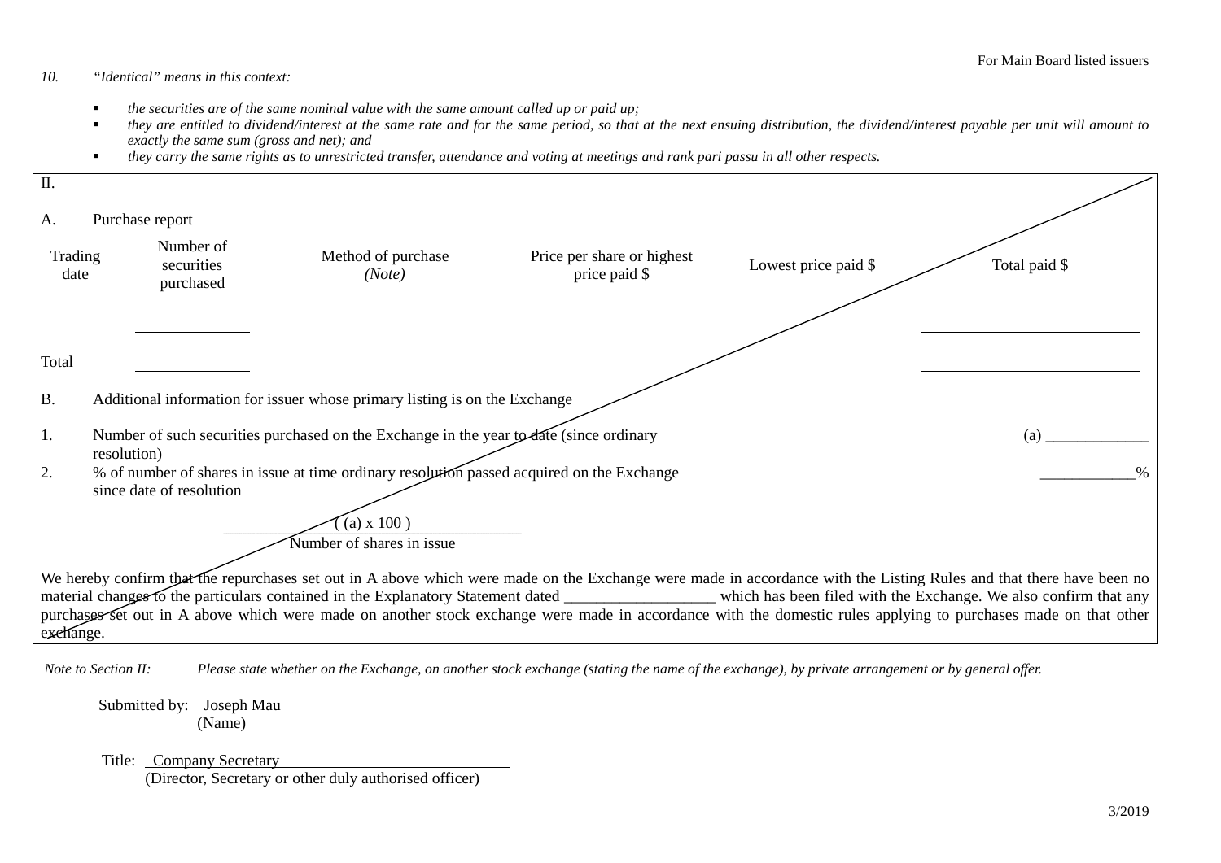10. *"Identical" means in this context:*

   - *the securities are of the same nominal value with the same amount called up or paid up;*
   - *they are entitled to dividend/interest at the same rate and for the same period, so that at the next ensuing distribution, the dividend/interest payable per unit will amount to exactly the same sum (gross and net); and*
   - *they carry the same rights as to unrestricted transfer, attendance and voting at meetings and rank pari passu in all other respects.*

II.

A. Purchase report

| Trading date | Number of securities purchased | Method of purchase *(Note)* | Price per share or highest price paid $ | Lowest price paid $ | Total paid $ |
|---|---|---|---|---|---|
| | ______________ | | | | ___________________________ |
| Total | ______________ | | | | ___________________________ |

B. Additional information for issuer whose primary listing is on the Exchange

1. Number of such securities purchased on the Exchange in the year to date (since ordinary resolution) (a) _____________
2. % of number of shares in issue at time ordinary resolution passed acquired on the Exchange since date of resolution ____________%

$$\frac{(\text{(a)} \times 100)}{\text{Number of shares in issue}}$$

We hereby confirm that the repurchases set out in A above which were made on the Exchange were made in accordance with the Listing Rules and that there have been no material changes to the particulars contained in the Explanatory Statement dated ___________________ which has been filed with the Exchange. We also confirm that any purchases set out in A above which were made on another stock exchange were made in accordance with the domestic rules applying to purchases made on that other exchange.

*Note to Section II: Please state whether on the Exchange, on another stock exchange (stating the name of the exchange), by private arrangement or by general offer.*

Submitted by: Joseph Mau
(Name)

Title: Company Secretary
(Director, Secretary or other duly authorised officer)